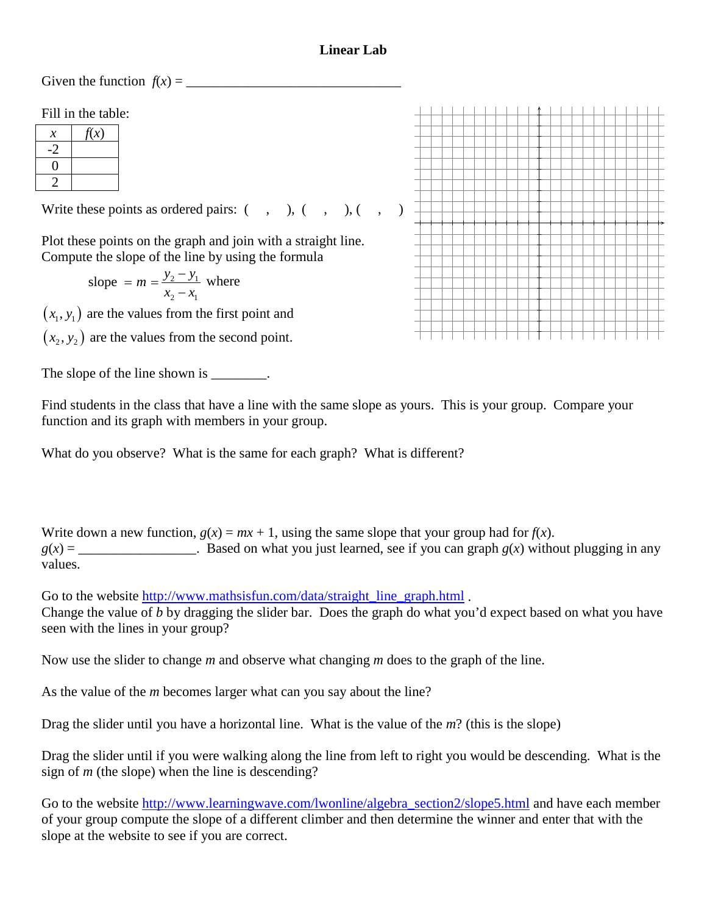# Linear Lab

Given the function $f(x)$ = ________________________________

Fill in the table:

| $x$ | $f(x)$ |
|---|---|
| -2 | |
| 0 | |
| 2 | |

Write these points as ordered pairs: ( , ), ( , ), ( , )

Plot these points on the graph and join with a straight line.
Compute the slope of the line by using the formula

$$\text{slope} = m = \frac{y_2 - y_1}{x_2 - x_1} \text{ where}$$

$(x_1, y_1)$ are the values from the first point and

$(x_2, y_2)$ are the values from the second point.

The slope of the line shown is ________.

Find students in the class that have a line with the same slope as yours. This is your group. Compare your function and its graph with members in your group.

What do you observe? What is the same for each graph? What is different?

Write down a new function, $g(x) = mx + 1$, using the same slope that your group had for $f(x)$.
$g(x)$ = _________________. Based on what you just learned, see if you can graph $g(x)$ without plugging in any values.

Go to the website http://www.mathsisfun.com/data/straight_line_graph.html .
Change the value of $b$ by dragging the slider bar. Does the graph do what you'd expect based on what you have seen with the lines in your group?

Now use the slider to change $m$ and observe what changing $m$ does to the graph of the line.

As the value of the $m$ becomes larger what can you say about the line?

Drag the slider until you have a horizontal line. What is the value of the $m$? (this is the slope)

Drag the slider until if you were walking along the line from left to right you would be descending. What is the sign of $m$ (the slope) when the line is descending?

Go to the website http://www.learningwave.com/lwonline/algebra_section2/slope5.html and have each member of your group compute the slope of a different climber and then determine the winner and enter that with the slope at the website to see if you are correct.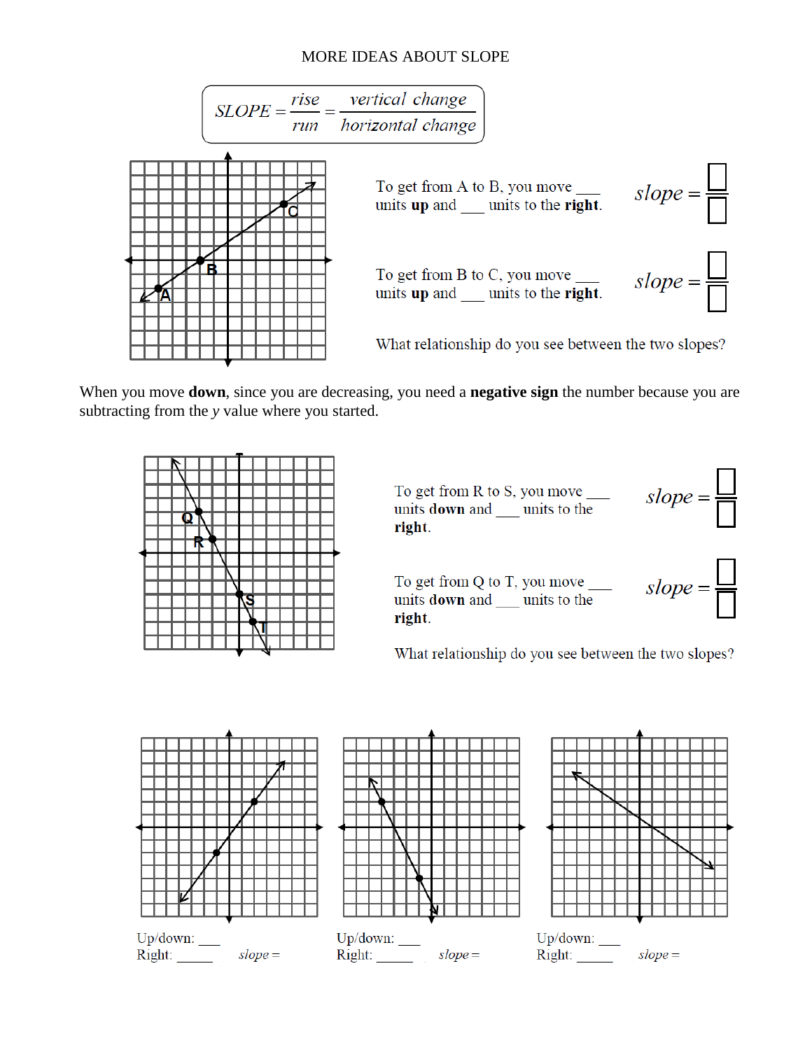# MORE IDEAS ABOUT SLOPE

$$SLOPE = \frac{rise}{run} = \frac{vertical\ change}{horizontal\ change}$$

To get from A to B, you move ___ units **up** and ___ units to the **right**.

$slope = \frac{\square}{\square}$

To get from B to C, you move ___ units **up** and ___ units to the **right**.

$slope = \frac{\square}{\square}$

What relationship do you see between the two slopes?

When you move **down**, since you are decreasing, you need a **negative sign** the number because you are subtracting from the *y* value where you started.

To get from R to S, you move ___ units **down** and ___ units to the **right**.

$slope = \frac{\square}{\square}$

To get from Q to T, you move ___ units **down** and ___ units to the **right**.

$slope = \frac{\square}{\square}$

What relationship do you see between the two slopes?

| | | |
|---|---|---|
| Up/down: ___ | Up/down: ___ | Up/down: ___ |
| Right: _____ *slope* = | Right: _____ *slope* = | Right: _____ *slope* = |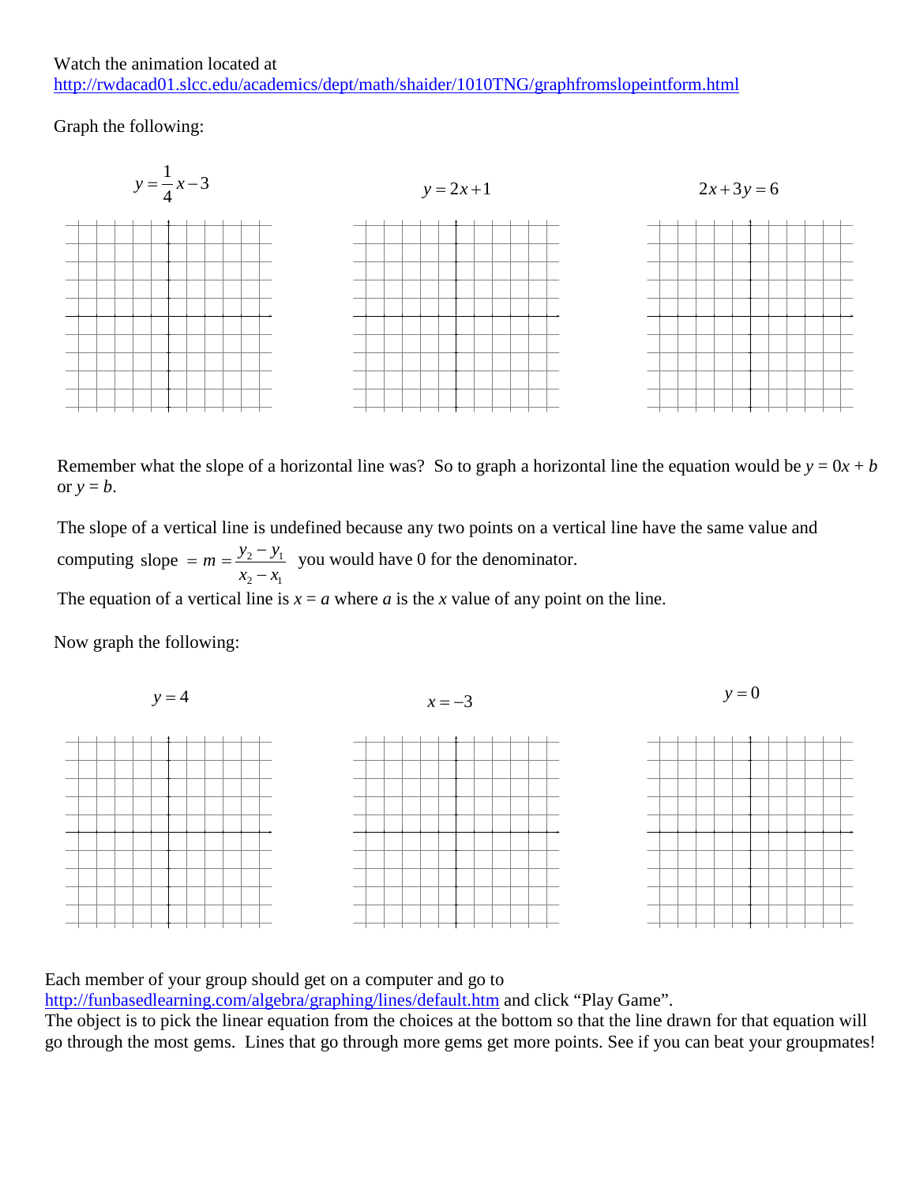Watch the animation located at
http://rwdacad01.slcc.edu/academics/dept/math/shaider/1010TNG/graphfromslopeintform.html

Graph the following:

$y = \frac{1}{4}x - 3$

$y = 2x + 1$

$2x + 3y = 6$

Remember what the slope of a horizontal line was? So to graph a horizontal line the equation would be $y = 0x + b$ or $y = b$.

The slope of a vertical line is undefined because any two points on a vertical line have the same value and computing slope $= m = \frac{y_2 - y_1}{x_2 - x_1}$ you would have 0 for the denominator.

The equation of a vertical line is $x = a$ where $a$ is the $x$ value of any point on the line.

Now graph the following:

$y = 4$

$x = -3$

$y = 0$

Each member of your group should get on a computer and go to http://funbasedlearning.com/algebra/graphing/lines/default.htm and click "Play Game".
The object is to pick the linear equation from the choices at the bottom so that the line drawn for that equation will go through the most gems. Lines that go through more gems get more points. See if you can beat your groupmates!